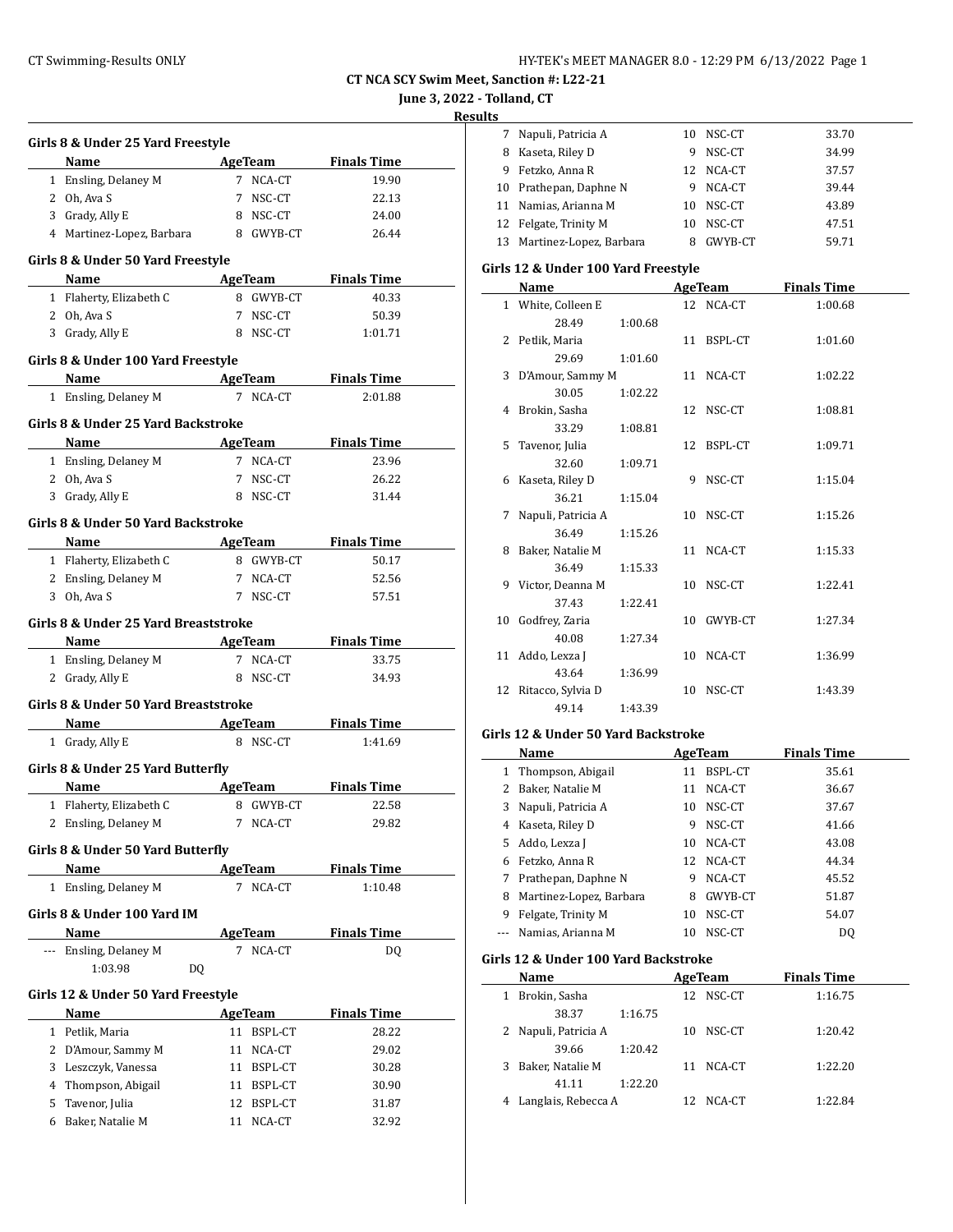# CT NCA SCY Swim Meet, Sanction #: L22-21

**June 3, 2022 - Tolland, CT**

**Results**

### Girls 8 & Under 25 Yard Freestyle

| | Name | Age | Team | Finals Time |
|---|---|---|---|---|
| 1 | Ensling, Delaney M | 7 | NCA-CT | 19.90 |
| 2 | Oh, Ava S | 7 | NSC-CT | 22.13 |
| 3 | Grady, Ally E | 8 | NSC-CT | 24.00 |
| 4 | Martinez-Lopez, Barbara | 8 | GWYB-CT | 26.44 |

### Girls 8 & Under 50 Yard Freestyle

| | Name | Age | Team | Finals Time |
|---|---|---|---|---|
| 1 | Flaherty, Elizabeth C | 8 | GWYB-CT | 40.33 |
| 2 | Oh, Ava S | 7 | NSC-CT | 50.39 |
| 3 | Grady, Ally E | 8 | NSC-CT | 1:01.71 |

### Girls 8 & Under 100 Yard Freestyle

| | Name | Age | Team | Finals Time |
|---|---|---|---|---|
| 1 | Ensling, Delaney M | 7 | NCA-CT | 2:01.88 |

### Girls 8 & Under 25 Yard Backstroke

| | Name | Age | Team | Finals Time |
|---|---|---|---|---|
| 1 | Ensling, Delaney M | 7 | NCA-CT | 23.96 |
| 2 | Oh, Ava S | 7 | NSC-CT | 26.22 |
| 3 | Grady, Ally E | 8 | NSC-CT | 31.44 |

### Girls 8 & Under 50 Yard Backstroke

| | Name | Age | Team | Finals Time |
|---|---|---|---|---|
| 1 | Flaherty, Elizabeth C | 8 | GWYB-CT | 50.17 |
| 2 | Ensling, Delaney M | 7 | NCA-CT | 52.56 |
| 3 | Oh, Ava S | 7 | NSC-CT | 57.51 |

### Girls 8 & Under 25 Yard Breaststroke

| | Name | Age | Team | Finals Time |
|---|---|---|---|---|
| 1 | Ensling, Delaney M | 7 | NCA-CT | 33.75 |
| 2 | Grady, Ally E | 8 | NSC-CT | 34.93 |

### Girls 8 & Under 50 Yard Breaststroke

| | Name | Age | Team | Finals Time |
|---|---|---|---|---|
| 1 | Grady, Ally E | 8 | NSC-CT | 1:41.69 |

### Girls 8 & Under 25 Yard Butterfly

| | Name | Age | Team | Finals Time |
|---|---|---|---|---|
| 1 | Flaherty, Elizabeth C | 8 | GWYB-CT | 22.58 |
| 2 | Ensling, Delaney M | 7 | NCA-CT | 29.82 |

### Girls 8 & Under 50 Yard Butterfly

| | Name | Age | Team | Finals Time |
|---|---|---|---|---|
| 1 | Ensling, Delaney M | 7 | NCA-CT | 1:10.48 |

### Girls 8 & Under 100 Yard IM

| | Name | Age | Team | Finals Time |
|---|---|---|---|---|
| --- | Ensling, Delaney M | 7 | NCA-CT | DQ |
| | 1:03.98 DQ | | | |

### Girls 12 & Under 50 Yard Freestyle

| | Name | Age | Team | Finals Time |
|---|---|---|---|---|
| 1 | Petlik, Maria | 11 | BSPL-CT | 28.22 |
| 2 | D'Amour, Sammy M | 11 | NCA-CT | 29.02 |
| 3 | Leszczyk, Vanessa | 11 | BSPL-CT | 30.28 |
| 4 | Thompson, Abigail | 11 | BSPL-CT | 30.90 |
| 5 | Tavenor, Julia | 12 | BSPL-CT | 31.87 |
| 6 | Baker, Natalie M | 11 | NCA-CT | 32.92 |
| 7 | Napuli, Patricia A | 10 | NSC-CT | 33.70 |
| 8 | Kaseta, Riley D | 9 | NSC-CT | 34.99 |
| 9 | Fetzko, Anna R | 12 | NCA-CT | 37.57 |
| 10 | Prathepan, Daphne N | 9 | NCA-CT | 39.44 |
| 11 | Namias, Arianna M | 10 | NSC-CT | 43.89 |
| 12 | Felgate, Trinity M | 10 | NSC-CT | 47.51 |
| 13 | Martinez-Lopez, Barbara | 8 | GWYB-CT | 59.71 |

### Girls 12 & Under 100 Yard Freestyle

| | Name | Age | Team | Finals Time |
|---|---|---|---|---|
| 1 | White, Colleen E | 12 | NCA-CT | 1:00.68 |
| | 28.49 1:00.68 | | | |
| 2 | Petlik, Maria | 11 | BSPL-CT | 1:01.60 |
| | 29.69 1:01.60 | | | |
| 3 | D'Amour, Sammy M | 11 | NCA-CT | 1:02.22 |
| | 30.05 1:02.22 | | | |
| 4 | Brokin, Sasha | 12 | NSC-CT | 1:08.81 |
| | 33.29 1:08.81 | | | |
| 5 | Tavenor, Julia | 12 | BSPL-CT | 1:09.71 |
| | 32.60 1:09.71 | | | |
| 6 | Kaseta, Riley D | 9 | NSC-CT | 1:15.04 |
| | 36.21 1:15.04 | | | |
| 7 | Napuli, Patricia A | 10 | NSC-CT | 1:15.26 |
| | 36.49 1:15.26 | | | |
| 8 | Baker, Natalie M | 11 | NCA-CT | 1:15.33 |
| | 36.49 1:15.33 | | | |
| 9 | Victor, Deanna M | 10 | NSC-CT | 1:22.41 |
| | 37.43 1:22.41 | | | |
| 10 | Godfrey, Zaria | 10 | GWYB-CT | 1:27.34 |
| | 40.08 1:27.34 | | | |
| 11 | Addo, Lexza J | 10 | NCA-CT | 1:36.99 |
| | 43.64 1:36.99 | | | |
| 12 | Ritacco, Sylvia D | 10 | NSC-CT | 1:43.39 |
| | 49.14 1:43.39 | | | |

### Girls 12 & Under 50 Yard Backstroke

| | Name | Age | Team | Finals Time |
|---|---|---|---|---|
| 1 | Thompson, Abigail | 11 | BSPL-CT | 35.61 |
| 2 | Baker, Natalie M | 11 | NCA-CT | 36.67 |
| 3 | Napuli, Patricia A | 10 | NSC-CT | 37.67 |
| 4 | Kaseta, Riley D | 9 | NSC-CT | 41.66 |
| 5 | Addo, Lexza J | 10 | NCA-CT | 43.08 |
| 6 | Fetzko, Anna R | 12 | NCA-CT | 44.34 |
| 7 | Prathepan, Daphne N | 9 | NCA-CT | 45.52 |
| 8 | Martinez-Lopez, Barbara | 8 | GWYB-CT | 51.87 |
| 9 | Felgate, Trinity M | 10 | NSC-CT | 54.07 |
| --- | Namias, Arianna M | 10 | NSC-CT | DQ |

### Girls 12 & Under 100 Yard Backstroke

| | Name | Age | Team | Finals Time |
|---|---|---|---|---|
| 1 | Brokin, Sasha | 12 | NSC-CT | 1:16.75 |
| | 38.37 1:16.75 | | | |
| 2 | Napuli, Patricia A | 10 | NSC-CT | 1:20.42 |
| | 39.66 1:20.42 | | | |
| 3 | Baker, Natalie M | 11 | NCA-CT | 1:22.20 |
| | 41.11 1:22.20 | | | |
| 4 | Langlais, Rebecca A | 12 | NCA-CT | 1:22.84 |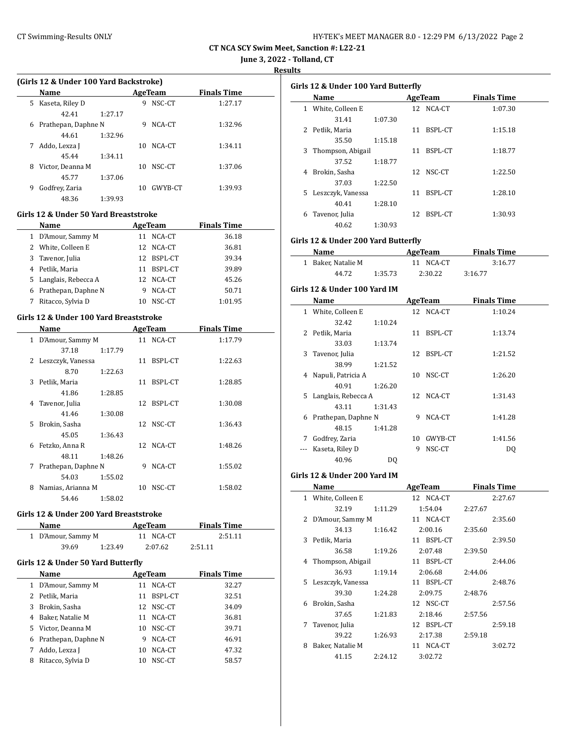## CT NCA SCY Swim Meet, Sanction #: L22-21

**June 3, 2022 - Tolland, CT**

**Results**

### (Girls 12 & Under 100 Yard Backstroke)

| | Name | Age | Team | Finals Time |
|---|---|---|---|---|
| 5 | Kaseta, Riley D | 9 | NSC-CT | 1:27.17 |
| | 42.41 1:27.17 | | | |
| 6 | Prathepan, Daphne N | 9 | NCA-CT | 1:32.96 |
| | 44.61 1:32.96 | | | |
| 7 | Addo, Lexza J | 10 | NCA-CT | 1:34.11 |
| | 45.44 1:34.11 | | | |
| 8 | Victor, Deanna M | 10 | NSC-CT | 1:37.06 |
| | 45.77 1:37.06 | | | |
| 9 | Godfrey, Zaria | 10 | GWYB-CT | 1:39.93 |
| | 48.36 1:39.93 | | | |

### Girls 12 & Under 50 Yard Breaststroke

| | Name | Age | Team | Finals Time |
|---|---|---|---|---|
| 1 | D'Amour, Sammy M | 11 | NCA-CT | 36.18 |
| 2 | White, Colleen E | 12 | NCA-CT | 36.81 |
| 3 | Tavenor, Julia | 12 | BSPL-CT | 39.34 |
| 4 | Petlik, Maria | 11 | BSPL-CT | 39.89 |
| 5 | Langlais, Rebecca A | 12 | NCA-CT | 45.26 |
| 6 | Prathepan, Daphne N | 9 | NCA-CT | 50.71 |
| 7 | Ritacco, Sylvia D | 10 | NSC-CT | 1:01.95 |

### Girls 12 & Under 100 Yard Breaststroke

| | Name | Age | Team | Finals Time |
|---|---|---|---|---|
| 1 | D'Amour, Sammy M | 11 | NCA-CT | 1:17.79 |
| | 37.18 1:17.79 | | | |
| 2 | Leszczyk, Vanessa | 11 | BSPL-CT | 1:22.63 |
| | 8.70 1:22.63 | | | |
| 3 | Petlik, Maria | 11 | BSPL-CT | 1:28.85 |
| | 41.86 1:28.85 | | | |
| 4 | Tavenor, Julia | 12 | BSPL-CT | 1:30.08 |
| | 41.46 1:30.08 | | | |
| 5 | Brokin, Sasha | 12 | NSC-CT | 1:36.43 |
| | 45.05 1:36.43 | | | |
| 6 | Fetzko, Anna R | 12 | NCA-CT | 1:48.26 |
| | 48.11 1:48.26 | | | |
| 7 | Prathepan, Daphne N | 9 | NCA-CT | 1:55.02 |
| | 54.03 1:55.02 | | | |
| 8 | Namias, Arianna M | 10 | NSC-CT | 1:58.02 |
| | 54.46 1:58.02 | | | |

### Girls 12 & Under 200 Yard Breaststroke

| | Name | Age | Team | Finals Time |
|---|---|---|---|---|
| 1 | D'Amour, Sammy M | 11 | NCA-CT | 2:51.11 |
| | 39.69 1:23.49 2:07.62 2:51.11 | | | |

### Girls 12 & Under 50 Yard Butterfly

| | Name | Age | Team | Finals Time |
|---|---|---|---|---|
| 1 | D'Amour, Sammy M | 11 | NCA-CT | 32.27 |
| 2 | Petlik, Maria | 11 | BSPL-CT | 32.51 |
| 3 | Brokin, Sasha | 12 | NSC-CT | 34.09 |
| 4 | Baker, Natalie M | 11 | NCA-CT | 36.81 |
| 5 | Victor, Deanna M | 10 | NSC-CT | 39.71 |
| 6 | Prathepan, Daphne N | 9 | NCA-CT | 46.91 |
| 7 | Addo, Lexza J | 10 | NCA-CT | 47.32 |
| 8 | Ritacco, Sylvia D | 10 | NSC-CT | 58.57 |

### Girls 12 & Under 100 Yard Butterfly

| | Name | Age | Team | Finals Time |
|---|---|---|---|---|
| 1 | White, Colleen E | 12 | NCA-CT | 1:07.30 |
| | 31.41 1:07.30 | | | |
| 2 | Petlik, Maria | 11 | BSPL-CT | 1:15.18 |
| | 35.50 1:15.18 | | | |
| 3 | Thompson, Abigail | 11 | BSPL-CT | 1:18.77 |
| | 37.52 1:18.77 | | | |
| 4 | Brokin, Sasha | 12 | NSC-CT | 1:22.50 |
| | 37.03 1:22.50 | | | |
| 5 | Leszczyk, Vanessa | 11 | BSPL-CT | 1:28.10 |
| | 40.41 1:28.10 | | | |
| 6 | Tavenor, Julia | 12 | BSPL-CT | 1:30.93 |
| | 40.62 1:30.93 | | | |

### Girls 12 & Under 200 Yard Butterfly

| | Name | Age | Team | Finals Time |
|---|---|---|---|---|
| 1 | Baker, Natalie M | 11 | NCA-CT | 3:16.77 |
| | 44.72 1:35.73 2:30.22 3:16.77 | | | |

### Girls 12 & Under 100 Yard IM

| | Name | Age | Team | Finals Time |
|---|---|---|---|---|
| 1 | White, Colleen E | 12 | NCA-CT | 1:10.24 |
| | 32.42 1:10.24 | | | |
| 2 | Petlik, Maria | 11 | BSPL-CT | 1:13.74 |
| | 33.03 1:13.74 | | | |
| 3 | Tavenor, Julia | 12 | BSPL-CT | 1:21.52 |
| | 38.99 1:21.52 | | | |
| 4 | Napuli, Patricia A | 10 | NSC-CT | 1:26.20 |
| | 40.91 1:26.20 | | | |
| 5 | Langlais, Rebecca A | 12 | NCA-CT | 1:31.43 |
| | 43.11 1:31.43 | | | |
| 6 | Prathepan, Daphne N | 9 | NCA-CT | 1:41.28 |
| | 48.15 1:41.28 | | | |
| 7 | Godfrey, Zaria | 10 | GWYB-CT | 1:41.56 |
| --- | Kaseta, Riley D | 9 | NSC-CT | DQ |
| | 40.96 DQ | | | |

### Girls 12 & Under 200 Yard IM

| | Name | Age | Team | Finals Time |
|---|---|---|---|---|
| 1 | White, Colleen E | 12 | NCA-CT | 2:27.67 |
| | 32.19 1:11.29 1:54.04 2:27.67 | | | |
| 2 | D'Amour, Sammy M | 11 | NCA-CT | 2:35.60 |
| | 34.13 1:16.42 2:00.16 2:35.60 | | | |
| 3 | Petlik, Maria | 11 | BSPL-CT | 2:39.50 |
| | 36.58 1:19.26 2:07.48 2:39.50 | | | |
| 4 | Thompson, Abigail | 11 | BSPL-CT | 2:44.06 |
| | 36.93 1:19.14 2:06.68 2:44.06 | | | |
| 5 | Leszczyk, Vanessa | 11 | BSPL-CT | 2:48.76 |
| | 39.30 1:24.28 2:09.75 2:48.76 | | | |
| 6 | Brokin, Sasha | 12 | NSC-CT | 2:57.56 |
| | 37.65 1:21.83 2:18.46 2:57.56 | | | |
| 7 | Tavenor, Julia | 12 | BSPL-CT | 2:59.18 |
| | 39.22 1:26.93 2:17.38 2:59.18 | | | |
| 8 | Baker, Natalie M | 11 | NCA-CT | 3:02.72 |
| | 41.15 2:24.12 3:02.72 | | | |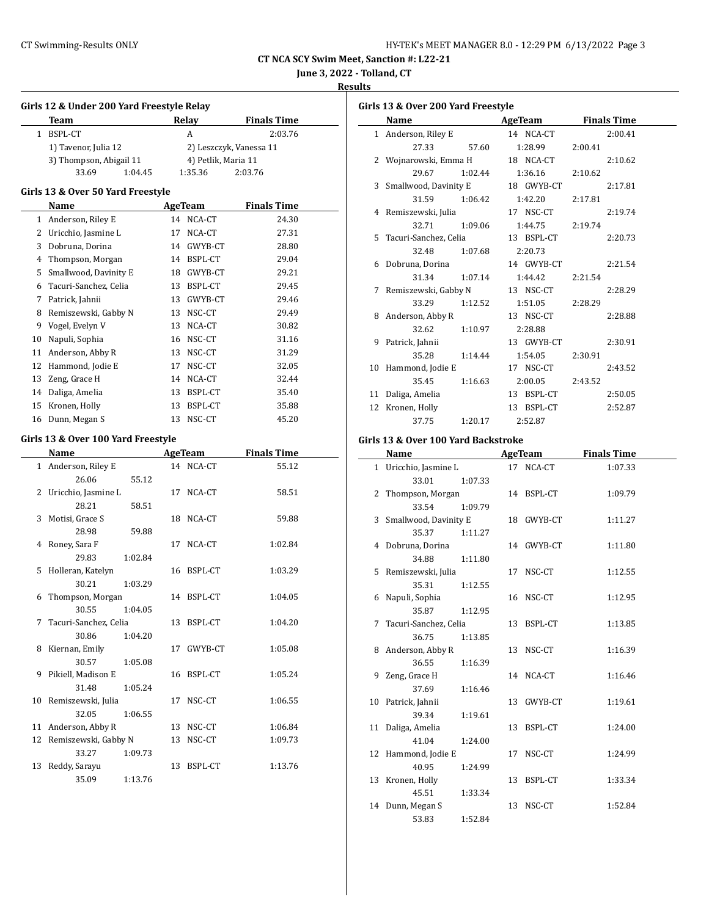CT NCA SCY Swim Meet, Sanction #: L22-21

June 3, 2022 - Tolland, CT

**Results**

### Girls 12 & Under 200 Yard Freestyle Relay

| | Team | Relay | Finals Time |
|---|---|---|---|
| 1 | BSPL-CT | A | 2:03.76 |
| | 1) Tavenor, Julia 12 | 2) Leszczyk, Vanessa 11 | |
| | 3) Thompson, Abigail 11 | 4) Petlik, Maria 11 | |
| | 33.69 1:04.45 | 1:35.36 | 2:03.76 |

### Girls 13 & Over 50 Yard Freestyle

| | Name | Age | Team | Finals Time |
|---|---|---|---|---|
| 1 | Anderson, Riley E | 14 | NCA-CT | 24.30 |
| 2 | Uricchio, Jasmine L | 17 | NCA-CT | 27.31 |
| 3 | Dobruna, Dorina | 14 | GWYB-CT | 28.80 |
| 4 | Thompson, Morgan | 14 | BSPL-CT | 29.04 |
| 5 | Smallwood, Davinity E | 18 | GWYB-CT | 29.21 |
| 6 | Tacuri-Sanchez, Celia | 13 | BSPL-CT | 29.45 |
| 7 | Patrick, Jahnii | 13 | GWYB-CT | 29.46 |
| 8 | Remiszewski, Gabby N | 13 | NSC-CT | 29.49 |
| 9 | Vogel, Evelyn V | 13 | NCA-CT | 30.82 |
| 10 | Napuli, Sophia | 16 | NSC-CT | 31.16 |
| 11 | Anderson, Abby R | 13 | NSC-CT | 31.29 |
| 12 | Hammond, Jodie E | 17 | NSC-CT | 32.05 |
| 13 | Zeng, Grace H | 14 | NCA-CT | 32.44 |
| 14 | Daliga, Amelia | 13 | BSPL-CT | 35.40 |
| 15 | Kronen, Holly | 13 | BSPL-CT | 35.88 |
| 16 | Dunn, Megan S | 13 | NSC-CT | 45.20 |

### Girls 13 & Over 100 Yard Freestyle

| | Name | Age | Team | Finals Time |
|---|---|---|---|---|
| 1 | Anderson, Riley E | 14 | NCA-CT | 55.12 |
| | 26.06 55.12 | | | |
| 2 | Uricchio, Jasmine L | 17 | NCA-CT | 58.51 |
| | 28.21 58.51 | | | |
| 3 | Motisi, Grace S | 18 | NCA-CT | 59.88 |
| | 28.98 59.88 | | | |
| 4 | Roney, Sara F | 17 | NCA-CT | 1:02.84 |
| | 29.83 1:02.84 | | | |
| 5 | Holleran, Katelyn | 16 | BSPL-CT | 1:03.29 |
| | 30.21 1:03.29 | | | |
| 6 | Thompson, Morgan | 14 | BSPL-CT | 1:04.05 |
| | 30.55 1:04.05 | | | |
| 7 | Tacuri-Sanchez, Celia | 13 | BSPL-CT | 1:04.20 |
| | 30.86 1:04.20 | | | |
| 8 | Kiernan, Emily | 17 | GWYB-CT | 1:05.08 |
| | 30.57 1:05.08 | | | |
| 9 | Pikiell, Madison E | 16 | BSPL-CT | 1:05.24 |
| | 31.48 1:05.24 | | | |
| 10 | Remiszewski, Julia | 17 | NSC-CT | 1:06.55 |
| | 32.05 1:06.55 | | | |
| 11 | Anderson, Abby R | 13 | NSC-CT | 1:06.84 |
| 12 | Remiszewski, Gabby N | 13 | NSC-CT | 1:09.73 |
| | 33.27 1:09.73 | | | |
| 13 | Reddy, Sarayu | 13 | BSPL-CT | 1:13.76 |
| | 35.09 1:13.76 | | | |

### Girls 13 & Over 200 Yard Freestyle

| | Name | Age | Team | Finals Time |
|---|---|---|---|---|
| 1 | Anderson, Riley E | 14 | NCA-CT | 2:00.41 |
| | 27.33 57.60 | 1:28.99 | 2:00.41 | |
| 2 | Wojnarowski, Emma H | 18 | NCA-CT | 2:10.62 |
| | 29.67 1:02.44 | 1:36.16 | 2:10.62 | |
| 3 | Smallwood, Davinity E | 18 | GWYB-CT | 2:17.81 |
| | 31.59 1:06.42 | 1:42.20 | 2:17.81 | |
| 4 | Remiszewski, Julia | 17 | NSC-CT | 2:19.74 |
| | 32.71 1:09.06 | 1:44.75 | 2:19.74 | |
| 5 | Tacuri-Sanchez, Celia | 13 | BSPL-CT | 2:20.73 |
| | 32.48 1:07.68 | 2:20.73 | | |
| 6 | Dobruna, Dorina | 14 | GWYB-CT | 2:21.54 |
| | 31.34 1:07.14 | 1:44.42 | 2:21.54 | |
| 7 | Remiszewski, Gabby N | 13 | NSC-CT | 2:28.29 |
| | 33.29 1:12.52 | 1:51.05 | 2:28.29 | |
| 8 | Anderson, Abby R | 13 | NSC-CT | 2:28.88 |
| | 32.62 1:10.97 | 2:28.88 | | |
| 9 | Patrick, Jahnii | 13 | GWYB-CT | 2:30.91 |
| | 35.28 1:14.44 | 1:54.05 | 2:30.91 | |
| 10 | Hammond, Jodie E | 17 | NSC-CT | 2:43.52 |
| | 35.45 1:16.63 | 2:00.05 | 2:43.52 | |
| 11 | Daliga, Amelia | 13 | BSPL-CT | 2:50.05 |
| 12 | Kronen, Holly | 13 | BSPL-CT | 2:52.87 |
| | 37.75 1:20.17 | 2:52.87 | | |

### Girls 13 & Over 100 Yard Backstroke

| | Name | Age | Team | Finals Time |
|---|---|---|---|---|
| 1 | Uricchio, Jasmine L | 17 | NCA-CT | 1:07.33 |
| | 33.01 1:07.33 | | | |
| 2 | Thompson, Morgan | 14 | BSPL-CT | 1:09.79 |
| | 33.54 1:09.79 | | | |
| 3 | Smallwood, Davinity E | 18 | GWYB-CT | 1:11.27 |
| | 35.37 1:11.27 | | | |
| 4 | Dobruna, Dorina | 14 | GWYB-CT | 1:11.80 |
| | 34.88 1:11.80 | | | |
| 5 | Remiszewski, Julia | 17 | NSC-CT | 1:12.55 |
| | 35.31 1:12.55 | | | |
| 6 | Napuli, Sophia | 16 | NSC-CT | 1:12.95 |
| | 35.87 1:12.95 | | | |
| 7 | Tacuri-Sanchez, Celia | 13 | BSPL-CT | 1:13.85 |
| | 36.75 1:13.85 | | | |
| 8 | Anderson, Abby R | 13 | NSC-CT | 1:16.39 |
| | 36.55 1:16.39 | | | |
| 9 | Zeng, Grace H | 14 | NCA-CT | 1:16.46 |
| | 37.69 1:16.46 | | | |
| 10 | Patrick, Jahnii | 13 | GWYB-CT | 1:19.61 |
| | 39.34 1:19.61 | | | |
| 11 | Daliga, Amelia | 13 | BSPL-CT | 1:24.00 |
| | 41.04 1:24.00 | | | |
| 12 | Hammond, Jodie E | 17 | NSC-CT | 1:24.99 |
| | 40.95 1:24.99 | | | |
| 13 | Kronen, Holly | 13 | BSPL-CT | 1:33.34 |
| | 45.51 1:33.34 | | | |
| 14 | Dunn, Megan S | 13 | NSC-CT | 1:52.84 |
| | 53.83 1:52.84 | | | |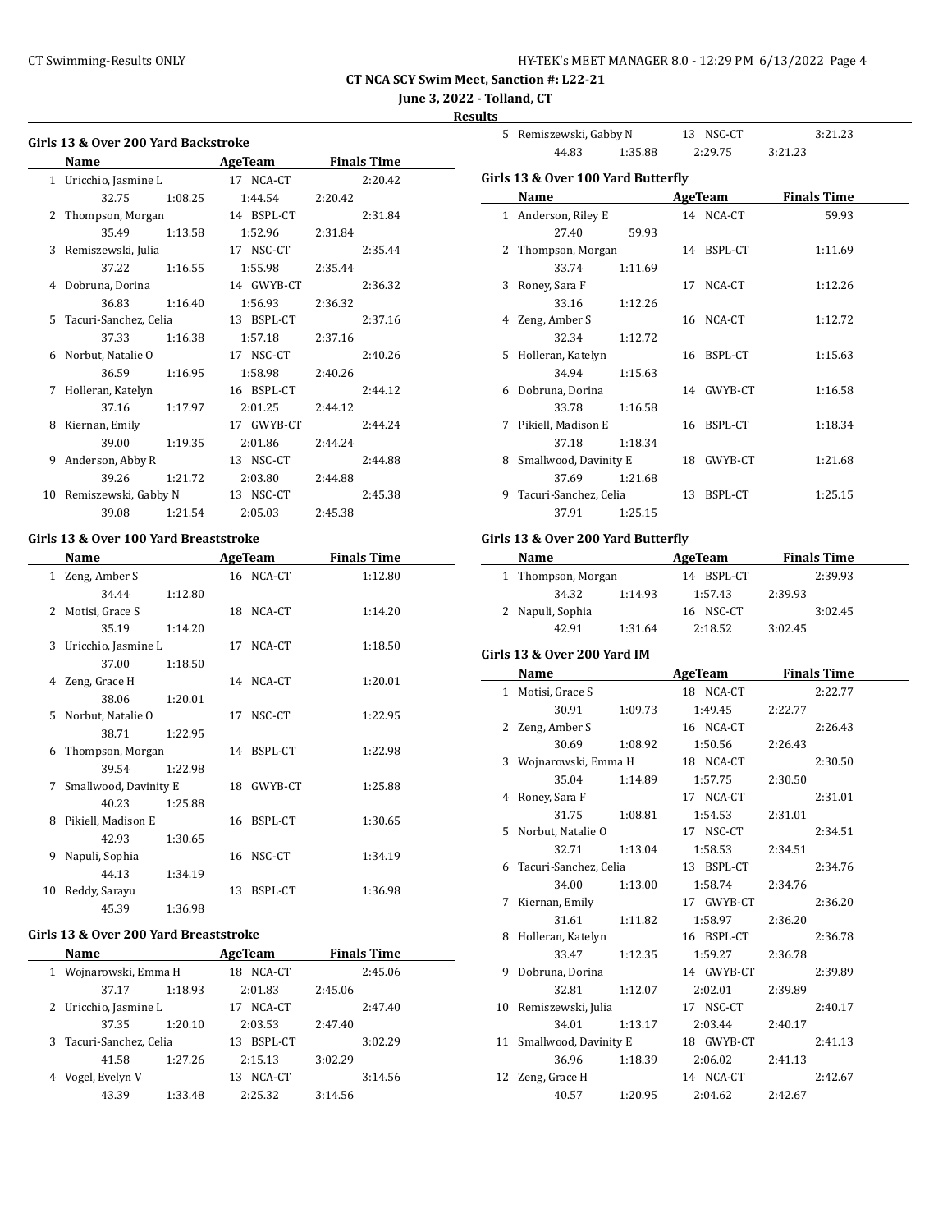## CT NCA SCY Swim Meet, Sanction #: L22-21

**June 3, 2022 - Tolland, CT**

**Results**

### Girls 13 & Over 200 Yard Backstroke

| | Name | Age | Team | Finals Time |
|---|---|---|---|---|
| 1 | Uricchio, Jasmine L | 17 | NCA-CT | 2:20.42 |
| | 32.75 | 1:08.25 | 1:44.54 | 2:20.42 |
| 2 | Thompson, Morgan | 14 | BSPL-CT | 2:31.84 |
| | 35.49 | 1:13.58 | 1:52.96 | 2:31.84 |
| 3 | Remiszewski, Julia | 17 | NSC-CT | 2:35.44 |
| | 37.22 | 1:16.55 | 1:55.98 | 2:35.44 |
| 4 | Dobruna, Dorina | 14 | GWYB-CT | 2:36.32 |
| | 36.83 | 1:16.40 | 1:56.93 | 2:36.32 |
| 5 | Tacuri-Sanchez, Celia | 13 | BSPL-CT | 2:37.16 |
| | 37.33 | 1:16.38 | 1:57.18 | 2:37.16 |
| 6 | Norbut, Natalie O | 17 | NSC-CT | 2:40.26 |
| | 36.59 | 1:16.95 | 1:58.98 | 2:40.26 |
| 7 | Holleran, Katelyn | 16 | BSPL-CT | 2:44.12 |
| | 37.16 | 1:17.97 | 2:01.25 | 2:44.12 |
| 8 | Kiernan, Emily | 17 | GWYB-CT | 2:44.24 |
| | 39.00 | 1:19.35 | 2:01.86 | 2:44.24 |
| 9 | Anderson, Abby R | 13 | NSC-CT | 2:44.88 |
| | 39.26 | 1:21.72 | 2:03.80 | 2:44.88 |
| 10 | Remiszewski, Gabby N | 13 | NSC-CT | 2:45.38 |
| | 39.08 | 1:21.54 | 2:05.03 | 2:45.38 |

### Girls 13 & Over 100 Yard Breaststroke

| | Name | Age | Team | Finals Time |
|---|---|---|---|---|
| 1 | Zeng, Amber S | 16 | NCA-CT | 1:12.80 |
| | 34.44 | 1:12.80 | | |
| 2 | Motisi, Grace S | 18 | NCA-CT | 1:14.20 |
| | 35.19 | 1:14.20 | | |
| 3 | Uricchio, Jasmine L | 17 | NCA-CT | 1:18.50 |
| | 37.00 | 1:18.50 | | |
| 4 | Zeng, Grace H | 14 | NCA-CT | 1:20.01 |
| | 38.06 | 1:20.01 | | |
| 5 | Norbut, Natalie O | 17 | NSC-CT | 1:22.95 |
| | 38.71 | 1:22.95 | | |
| 6 | Thompson, Morgan | 14 | BSPL-CT | 1:22.98 |
| | 39.54 | 1:22.98 | | |
| 7 | Smallwood, Davinity E | 18 | GWYB-CT | 1:25.88 |
| | 40.23 | 1:25.88 | | |
| 8 | Pikiell, Madison E | 16 | BSPL-CT | 1:30.65 |
| | 42.93 | 1:30.65 | | |
| 9 | Napuli, Sophia | 16 | NSC-CT | 1:34.19 |
| | 44.13 | 1:34.19 | | |
| 10 | Reddy, Sarayu | 13 | BSPL-CT | 1:36.98 |
| | 45.39 | 1:36.98 | | |

### Girls 13 & Over 200 Yard Breaststroke

| | Name | Age | Team | Finals Time |
|---|---|---|---|---|
| 1 | Wojnarowski, Emma H | 18 | NCA-CT | 2:45.06 |
| | 37.17 | 1:18.93 | 2:01.83 | 2:45.06 |
| 2 | Uricchio, Jasmine L | 17 | NCA-CT | 2:47.40 |
| | 37.35 | 1:20.10 | 2:03.53 | 2:47.40 |
| 3 | Tacuri-Sanchez, Celia | 13 | BSPL-CT | 3:02.29 |
| | 41.58 | 1:27.26 | 2:15.13 | 3:02.29 |
| 4 | Vogel, Evelyn V | 13 | NCA-CT | 3:14.56 |
| | 43.39 | 1:33.48 | 2:25.32 | 3:14.56 |
| 5 | Remiszewski, Gabby N | 13 | NSC-CT | 3:21.23 |
| | 44.83 | 1:35.88 | 2:29.75 | 3:21.23 |

### Girls 13 & Over 100 Yard Butterfly

| | Name | Age | Team | Finals Time |
|---|---|---|---|---|
| 1 | Anderson, Riley E | 14 | NCA-CT | 59.93 |
| | 27.40 | 59.93 | | |
| 2 | Thompson, Morgan | 14 | BSPL-CT | 1:11.69 |
| | 33.74 | 1:11.69 | | |
| 3 | Roney, Sara F | 17 | NCA-CT | 1:12.26 |
| | 33.16 | 1:12.26 | | |
| 4 | Zeng, Amber S | 16 | NCA-CT | 1:12.72 |
| | 32.34 | 1:12.72 | | |
| 5 | Holleran, Katelyn | 16 | BSPL-CT | 1:15.63 |
| | 34.94 | 1:15.63 | | |
| 6 | Dobruna, Dorina | 14 | GWYB-CT | 1:16.58 |
| | 33.78 | 1:16.58 | | |
| 7 | Pikiell, Madison E | 16 | BSPL-CT | 1:18.34 |
| | 37.18 | 1:18.34 | | |
| 8 | Smallwood, Davinity E | 18 | GWYB-CT | 1:21.68 |
| | 37.69 | 1:21.68 | | |
| 9 | Tacuri-Sanchez, Celia | 13 | BSPL-CT | 1:25.15 |
| | 37.91 | 1:25.15 | | |

### Girls 13 & Over 200 Yard Butterfly

| | Name | Age | Team | Finals Time |
|---|---|---|---|---|
| 1 | Thompson, Morgan | 14 | BSPL-CT | 2:39.93 |
| | 34.32 | 1:14.93 | 1:57.43 | 2:39.93 |
| 2 | Napuli, Sophia | 16 | NSC-CT | 3:02.45 |
| | 42.91 | 1:31.64 | 2:18.52 | 3:02.45 |

### Girls 13 & Over 200 Yard IM

| | Name | Age | Team | Finals Time |
|---|---|---|---|---|
| 1 | Motisi, Grace S | 18 | NCA-CT | 2:22.77 |
| | 30.91 | 1:09.73 | 1:49.45 | 2:22.77 |
| 2 | Zeng, Amber S | 16 | NCA-CT | 2:26.43 |
| | 30.69 | 1:08.92 | 1:50.56 | 2:26.43 |
| 3 | Wojnarowski, Emma H | 18 | NCA-CT | 2:30.50 |
| | 35.04 | 1:14.89 | 1:57.75 | 2:30.50 |
| 4 | Roney, Sara F | 17 | NCA-CT | 2:31.01 |
| | 31.75 | 1:08.81 | 1:54.53 | 2:31.01 |
| 5 | Norbut, Natalie O | 17 | NSC-CT | 2:34.51 |
| | 32.71 | 1:13.04 | 1:58.53 | 2:34.51 |
| 6 | Tacuri-Sanchez, Celia | 13 | BSPL-CT | 2:34.76 |
| | 34.00 | 1:13.00 | 1:58.74 | 2:34.76 |
| 7 | Kiernan, Emily | 17 | GWYB-CT | 2:36.20 |
| | 31.61 | 1:11.82 | 1:58.97 | 2:36.20 |
| 8 | Holleran, Katelyn | 16 | BSPL-CT | 2:36.78 |
| | 33.47 | 1:12.35 | 1:59.27 | 2:36.78 |
| 9 | Dobruna, Dorina | 14 | GWYB-CT | 2:39.89 |
| | 32.81 | 1:12.07 | 2:02.01 | 2:39.89 |
| 10 | Remiszewski, Julia | 17 | NSC-CT | 2:40.17 |
| | 34.01 | 1:13.17 | 2:03.44 | 2:40.17 |
| 11 | Smallwood, Davinity E | 18 | GWYB-CT | 2:41.13 |
| | 36.96 | 1:18.39 | 2:06.02 | 2:41.13 |
| 12 | Zeng, Grace H | 14 | NCA-CT | 2:42.67 |
| | 40.57 | 1:20.95 | 2:04.62 | 2:42.67 |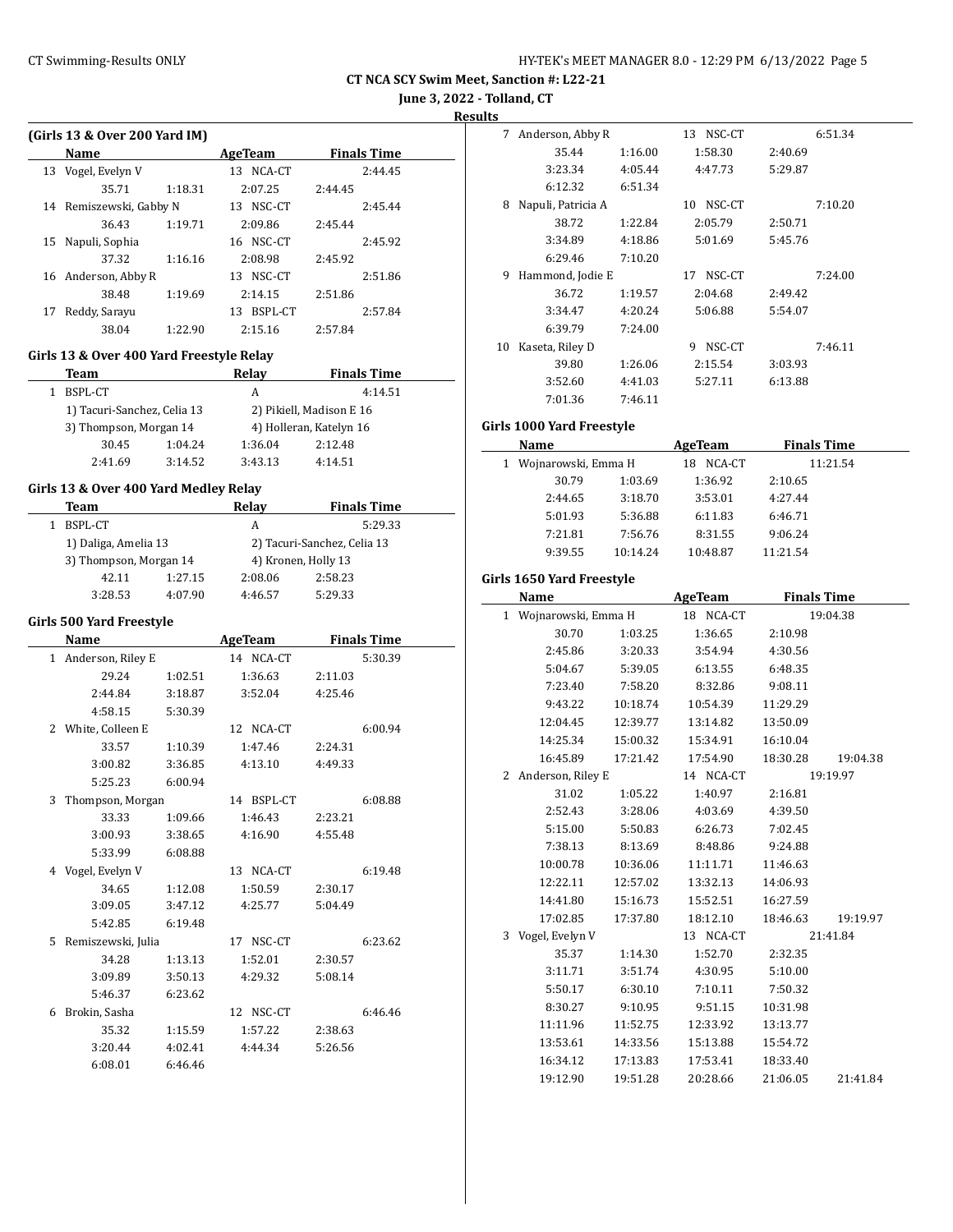**CT NCA SCY Swim Meet, Sanction #: L22-21**

**June 3, 2022 - Tolland, CT**

**Results**

### (Girls 13 & Over 200 Yard IM)

| | Name | AgeTeam | Finals Time |
|---|---|---|---|
| 13 | Vogel, Evelyn V | 13 NCA-CT | 2:44.45 |
| | 35.71 1:18.31 2:07.25 2:44.45 | | |
| 14 | Remiszewski, Gabby N | 13 NSC-CT | 2:45.44 |
| | 36.43 1:19.71 2:09.86 2:45.44 | | |
| 15 | Napuli, Sophia | 16 NSC-CT | 2:45.92 |
| | 37.32 1:16.16 2:08.98 2:45.92 | | |
| 16 | Anderson, Abby R | 13 NSC-CT | 2:51.86 |
| | 38.48 1:19.69 2:14.15 2:51.86 | | |
| 17 | Reddy, Sarayu | 13 BSPL-CT | 2:57.84 |
| | 38.04 1:22.90 2:15.16 2:57.84 | | |

### Girls 13 & Over 400 Yard Freestyle Relay

| | Team | Relay | Finals Time |
|---|---|---|---|
| 1 | BSPL-CT | A | 4:14.51 |
| | 1) Tacuri-Sanchez, Celia 13 | 2) Pikiell, Madison E 16 | |
| | 3) Thompson, Morgan 14 | 4) Holleran, Katelyn 16 | |
| | 30.45 1:04.24 1:36.04 2:12.48 | | |
| | 2:41.69 3:14.52 3:43.13 4:14.51 | | |

### Girls 13 & Over 400 Yard Medley Relay

| | Team | Relay | Finals Time |
|---|---|---|---|
| 1 | BSPL-CT | A | 5:29.33 |
| | 1) Daliga, Amelia 13 | 2) Tacuri-Sanchez, Celia 13 | |
| | 3) Thompson, Morgan 14 | 4) Kronen, Holly 13 | |
| | 42.11 1:27.15 2:08.06 2:58.23 | | |
| | 3:28.53 4:07.90 4:46.57 5:29.33 | | |

### Girls 500 Yard Freestyle

| | Name | AgeTeam | Finals Time |
|---|---|---|---|
| 1 | Anderson, Riley E | 14 NCA-CT | 5:30.39 |
| | 29.24 1:02.51 1:36.63 2:11.03 | | |
| | 2:44.84 3:18.87 3:52.04 4:25.46 | | |
| | 4:58.15 5:30.39 | | |
| 2 | White, Colleen E | 12 NCA-CT | 6:00.94 |
| | 33.57 1:10.39 1:47.46 2:24.31 | | |
| | 3:00.82 3:36.85 4:13.10 4:49.33 | | |
| | 5:25.23 6:00.94 | | |
| 3 | Thompson, Morgan | 14 BSPL-CT | 6:08.88 |
| | 33.33 1:09.66 1:46.43 2:23.21 | | |
| | 3:00.93 3:38.65 4:16.90 4:55.48 | | |
| | 5:33.99 6:08.88 | | |
| 4 | Vogel, Evelyn V | 13 NCA-CT | 6:19.48 |
| | 34.65 1:12.08 1:50.59 2:30.17 | | |
| | 3:09.05 3:47.12 4:25.77 5:04.49 | | |
| | 5:42.85 6:19.48 | | |
| 5 | Remiszewski, Julia | 17 NSC-CT | 6:23.62 |
| | 34.28 1:13.13 1:52.01 2:30.57 | | |
| | 3:09.89 3:50.13 4:29.32 5:08.14 | | |
| | 5:46.37 6:23.62 | | |
| 6 | Brokin, Sasha | 12 NSC-CT | 6:46.46 |
| | 35.32 1:15.59 1:57.22 2:38.63 | | |
| | 3:20.44 4:02.41 4:44.34 5:26.56 | | |
| | 6:08.01 6:46.46 | | |
| 7 | Anderson, Abby R | 13 NSC-CT | 6:51.34 |
| | 35.44 1:16.00 1:58.30 2:40.69 | | |
| | 3:23.34 4:05.44 4:47.73 5:29.87 | | |
| | 6:12.32 6:51.34 | | |
| 8 | Napuli, Patricia A | 10 NSC-CT | 7:10.20 |
| | 38.72 1:22.84 2:05.79 2:50.71 | | |
| | 3:34.89 4:18.86 5:01.69 5:45.76 | | |
| | 6:29.46 7:10.20 | | |
| 9 | Hammond, Jodie E | 17 NSC-CT | 7:24.00 |
| | 36.72 1:19.57 2:04.68 2:49.42 | | |
| | 3:34.47 4:20.24 5:06.88 5:54.07 | | |
| | 6:39.79 7:24.00 | | |
| 10 | Kaseta, Riley D | 9 NSC-CT | 7:46.11 |
| | 39.80 1:26.06 2:15.54 3:03.93 | | |
| | 3:52.60 4:41.03 5:27.11 6:13.88 | | |
| | 7:01.36 7:46.11 | | |

### Girls 1000 Yard Freestyle

| | Name | AgeTeam | Finals Time |
|---|---|---|---|
| 1 | Wojnarowski, Emma H | 18 NCA-CT | 11:21.54 |
| | 30.79 1:03.69 1:36.92 2:10.65 | | |
| | 2:44.65 3:18.70 3:53.01 4:27.44 | | |
| | 5:01.93 5:36.88 6:11.83 6:46.71 | | |
| | 7:21.81 7:56.76 8:31.55 9:06.24 | | |
| | 9:39.55 10:14.24 10:48.87 11:21.54 | | |

### Girls 1650 Yard Freestyle

| | Name | AgeTeam | Finals Time |
|---|---|---|---|
| 1 | Wojnarowski, Emma H | 18 NCA-CT | 19:04.38 |
| | 30.70 1:03.25 1:36.65 2:10.98 | | |
| | 2:45.86 3:20.33 3:54.94 4:30.56 | | |
| | 5:04.67 5:39.05 6:13.55 6:48.35 | | |
| | 7:23.40 7:58.20 8:32.86 9:08.11 | | |
| | 9:43.22 10:18.74 10:54.39 11:29.29 | | |
| | 12:04.45 12:39.77 13:14.82 13:50.09 | | |
| | 14:25.34 15:00.32 15:34.91 16:10.04 | | |
| | 16:45.89 17:21.42 17:54.90 18:30.28 19:04.38 | | |
| 2 | Anderson, Riley E | 14 NCA-CT | 19:19.97 |
| | 31.02 1:05.22 1:40.97 2:16.81 | | |
| | 2:52.43 3:28.06 4:03.69 4:39.50 | | |
| | 5:15.00 5:50.83 6:26.73 7:02.45 | | |
| | 7:38.13 8:13.69 8:48.86 9:24.88 | | |
| | 10:00.78 10:36.06 11:11.71 11:46.63 | | |
| | 12:22.11 12:57.02 13:32.13 14:06.93 | | |
| | 14:41.80 15:16.73 15:52.51 16:27.59 | | |
| | 17:02.85 17:37.80 18:12.10 18:46.63 19:19.97 | | |
| 3 | Vogel, Evelyn V | 13 NCA-CT | 21:41.84 |
| | 35.37 1:14.30 1:52.70 2:32.35 | | |
| | 3:11.71 3:51.74 4:30.95 5:10.00 | | |
| | 5:50.17 6:30.10 7:10.11 7:50.32 | | |
| | 8:30.27 9:10.95 9:51.15 10:31.98 | | |
| | 11:11.96 11:52.75 12:33.92 13:13.77 | | |
| | 13:53.61 14:33.56 15:13.88 15:54.72 | | |
| | 16:34.12 17:13.83 17:53.41 18:33.40 | | |
| | 19:12.90 19:51.28 20:28.66 21:06.05 21:41.84 | | |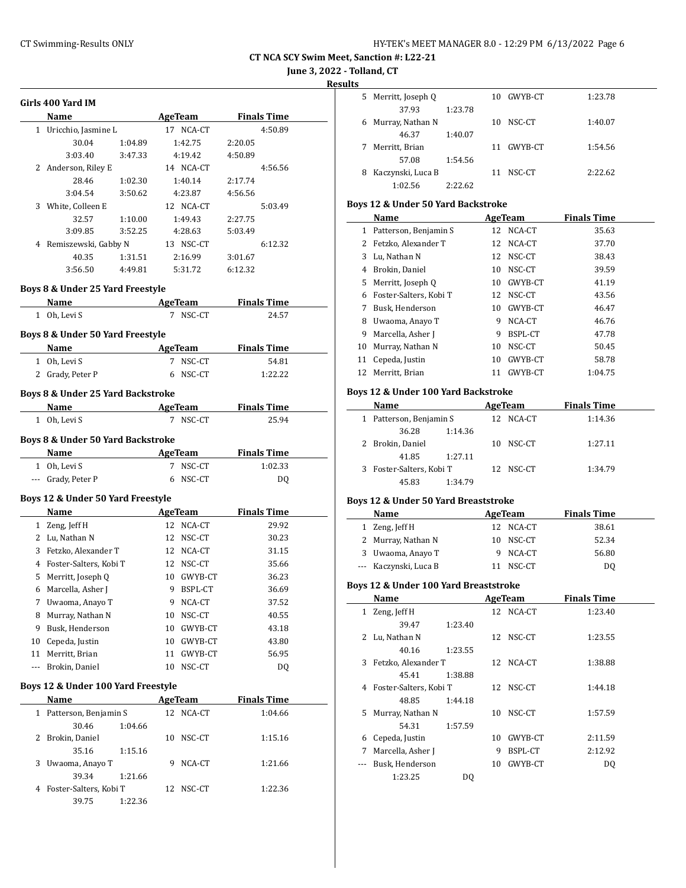# CT NCA SCY Swim Meet, Sanction #: L22-21

**June 3, 2022 - Tolland, CT**

**Results**

### Girls 400 Yard IM

| | Name | Age | Team | Finals Time |
|---|---|---|---|---|
| 1 | Uricchio, Jasmine L | 17 | NCA-CT | 4:50.89 |
| | 30.04 / 1:04.89 / 1:42.75 / 2:20.05 | | | |
| | 3:03.40 / 3:47.33 / 4:19.42 / 4:50.89 | | | |
| 2 | Anderson, Riley E | 14 | NCA-CT | 4:56.56 |
| | 28.46 / 1:02.30 / 1:40.14 / 2:17.74 | | | |
| | 3:04.54 / 3:50.62 / 4:23.87 / 4:56.56 | | | |
| 3 | White, Colleen E | 12 | NCA-CT | 5:03.49 |
| | 32.57 / 1:10.00 / 1:49.43 / 2:27.75 | | | |
| | 3:09.85 / 3:52.25 / 4:28.63 / 5:03.49 | | | |
| 4 | Remiszewski, Gabby N | 13 | NSC-CT | 6:12.32 |
| | 40.35 / 1:31.51 / 2:16.99 / 3:01.67 | | | |
| | 3:56.50 / 4:49.81 / 5:31.72 / 6:12.32 | | | |

### Boys 8 & Under 25 Yard Freestyle

| | Name | Age | Team | Finals Time |
|---|---|---|---|---|
| 1 | Oh, Levi S | 7 | NSC-CT | 24.57 |

### Boys 8 & Under 50 Yard Freestyle

| | Name | Age | Team | Finals Time |
|---|---|---|---|---|
| 1 | Oh, Levi S | 7 | NSC-CT | 54.81 |
| 2 | Grady, Peter P | 6 | NSC-CT | 1:22.22 |

### Boys 8 & Under 25 Yard Backstroke

| | Name | Age | Team | Finals Time |
|---|---|---|---|---|
| 1 | Oh, Levi S | 7 | NSC-CT | 25.94 |

### Boys 8 & Under 50 Yard Backstroke

| | Name | Age | Team | Finals Time |
|---|---|---|---|---|
| 1 | Oh, Levi S | 7 | NSC-CT | 1:02.33 |
| --- | Grady, Peter P | 6 | NSC-CT | DQ |

### Boys 12 & Under 50 Yard Freestyle

| | Name | Age | Team | Finals Time |
|---|---|---|---|---|
| 1 | Zeng, Jeff H | 12 | NCA-CT | 29.92 |
| 2 | Lu, Nathan N | 12 | NSC-CT | 30.23 |
| 3 | Fetzko, Alexander T | 12 | NCA-CT | 31.15 |
| 4 | Foster-Salters, Kobi T | 12 | NSC-CT | 35.66 |
| 5 | Merritt, Joseph Q | 10 | GWYB-CT | 36.23 |
| 6 | Marcella, Asher J | 9 | BSPL-CT | 36.69 |
| 7 | Uwaoma, Anayo T | 9 | NCA-CT | 37.52 |
| 8 | Murray, Nathan N | 10 | NSC-CT | 40.55 |
| 9 | Busk, Henderson | 10 | GWYB-CT | 43.18 |
| 10 | Cepeda, Justin | 10 | GWYB-CT | 43.80 |
| 11 | Merritt, Brian | 11 | GWYB-CT | 56.95 |
| --- | Brokin, Daniel | 10 | NSC-CT | DQ |

### Boys 12 & Under 100 Yard Freestyle

| | Name | Age | Team | Finals Time |
|---|---|---|---|---|
| 1 | Patterson, Benjamin S | 12 | NCA-CT | 1:04.66 |
| | 30.46 / 1:04.66 | | | |
| 2 | Brokin, Daniel | 10 | NSC-CT | 1:15.16 |
| | 35.16 / 1:15.16 | | | |
| 3 | Uwaoma, Anayo T | 9 | NCA-CT | 1:21.66 |
| | 39.34 / 1:21.66 | | | |
| 4 | Foster-Salters, Kobi T | 12 | NSC-CT | 1:22.36 |
| | 39.75 / 1:22.36 | | | |
| 5 | Merritt, Joseph Q | 10 | GWYB-CT | 1:23.78 |
| | 37.93 / 1:23.78 | | | |
| 6 | Murray, Nathan N | 10 | NSC-CT | 1:40.07 |
| | 46.37 / 1:40.07 | | | |
| 7 | Merritt, Brian | 11 | GWYB-CT | 1:54.56 |
| | 57.08 / 1:54.56 | | | |
| 8 | Kaczynski, Luca B | 11 | NSC-CT | 2:22.62 |
| | 1:02.56 / 2:22.62 | | | |

### Boys 12 & Under 50 Yard Backstroke

| | Name | Age | Team | Finals Time |
|---|---|---|---|---|
| 1 | Patterson, Benjamin S | 12 | NCA-CT | 35.63 |
| 2 | Fetzko, Alexander T | 12 | NCA-CT | 37.70 |
| 3 | Lu, Nathan N | 12 | NSC-CT | 38.43 |
| 4 | Brokin, Daniel | 10 | NSC-CT | 39.59 |
| 5 | Merritt, Joseph Q | 10 | GWYB-CT | 41.19 |
| 6 | Foster-Salters, Kobi T | 12 | NSC-CT | 43.56 |
| 7 | Busk, Henderson | 10 | GWYB-CT | 46.47 |
| 8 | Uwaoma, Anayo T | 9 | NCA-CT | 46.76 |
| 9 | Marcella, Asher J | 9 | BSPL-CT | 47.78 |
| 10 | Murray, Nathan N | 10 | NSC-CT | 50.45 |
| 11 | Cepeda, Justin | 10 | GWYB-CT | 58.78 |
| 12 | Merritt, Brian | 11 | GWYB-CT | 1:04.75 |

### Boys 12 & Under 100 Yard Backstroke

| | Name | Age | Team | Finals Time |
|---|---|---|---|---|
| 1 | Patterson, Benjamin S | 12 | NCA-CT | 1:14.36 |
| | 36.28 / 1:14.36 | | | |
| 2 | Brokin, Daniel | 10 | NSC-CT | 1:27.11 |
| | 41.85 / 1:27.11 | | | |
| 3 | Foster-Salters, Kobi T | 12 | NSC-CT | 1:34.79 |
| | 45.83 / 1:34.79 | | | |

### Boys 12 & Under 50 Yard Breaststroke

| | Name | Age | Team | Finals Time |
|---|---|---|---|---|
| 1 | Zeng, Jeff H | 12 | NCA-CT | 38.61 |
| 2 | Murray, Nathan N | 10 | NSC-CT | 52.34 |
| 3 | Uwaoma, Anayo T | 9 | NCA-CT | 56.80 |
| --- | Kaczynski, Luca B | 11 | NSC-CT | DQ |

### Boys 12 & Under 100 Yard Breaststroke

| | Name | Age | Team | Finals Time |
|---|---|---|---|---|
| 1 | Zeng, Jeff H | 12 | NCA-CT | 1:23.40 |
| | 39.47 / 1:23.40 | | | |
| 2 | Lu, Nathan N | 12 | NSC-CT | 1:23.55 |
| | 40.16 / 1:23.55 | | | |
| 3 | Fetzko, Alexander T | 12 | NCA-CT | 1:38.88 |
| | 45.41 / 1:38.88 | | | |
| 4 | Foster-Salters, Kobi T | 12 | NSC-CT | 1:44.18 |
| | 48.85 / 1:44.18 | | | |
| 5 | Murray, Nathan N | 10 | NSC-CT | 1:57.59 |
| | 54.31 / 1:57.59 | | | |
| 6 | Cepeda, Justin | 10 | GWYB-CT | 2:11.59 |
| 7 | Marcella, Asher J | 9 | BSPL-CT | 2:12.92 |
| --- | Busk, Henderson | 10 | GWYB-CT | DQ |
| | 1:23.25 / DQ | | | |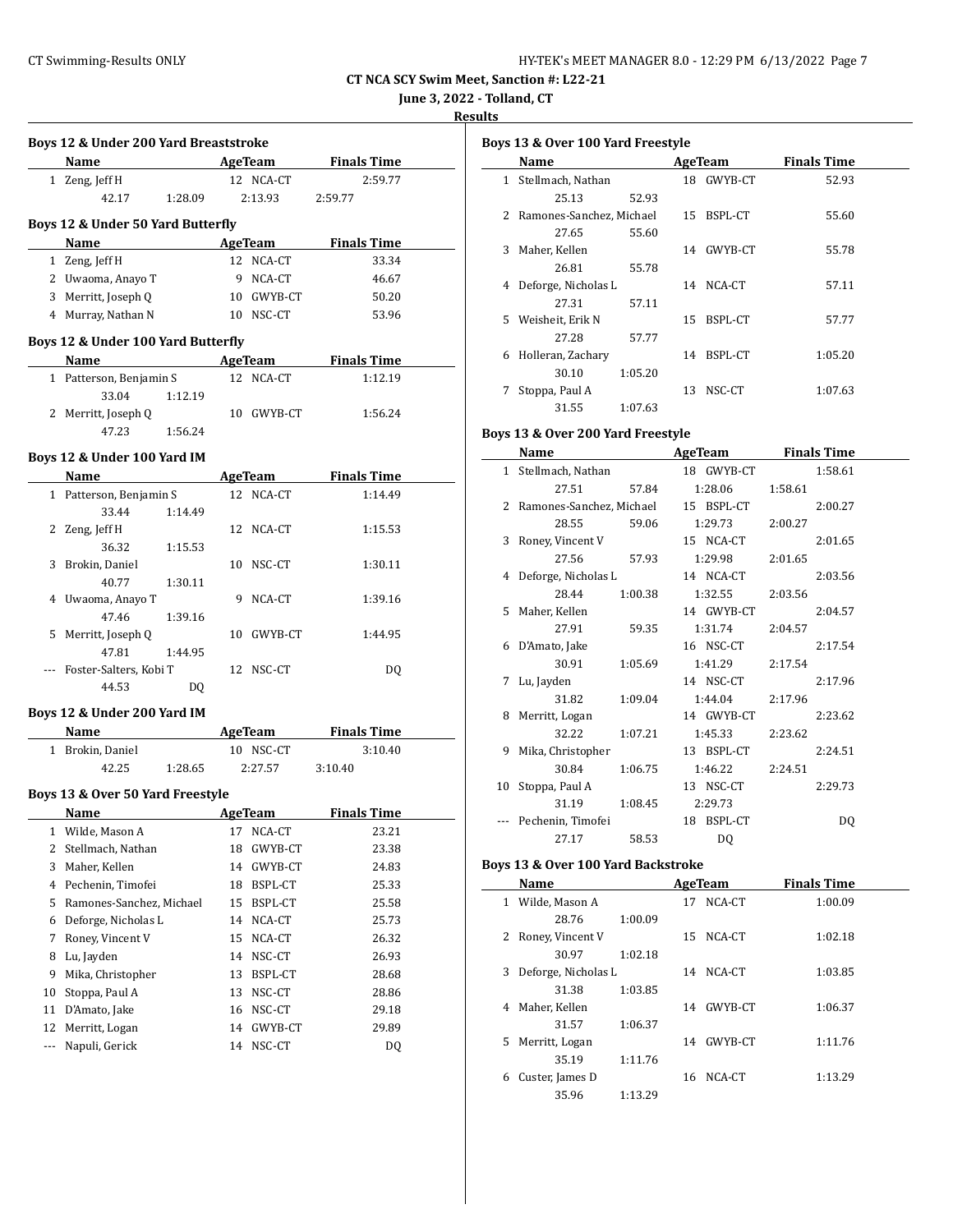**CT NCA SCY Swim Meet, Sanction #: L22-21**

**June 3, 2022 - Tolland, CT**

**Results**

### Boys 12 & Under 200 Yard Breaststroke

| | Name | Age | Team | Finals Time |
|---|---|---|---|---|
| 1 | Zeng, Jeff H | 12 | NCA-CT | 2:59.77 |
| | 42.17 &nbsp; 1:28.09 &nbsp; 2:13.93 &nbsp; 2:59.77 | | | |

### Boys 12 & Under 50 Yard Butterfly

| | Name | Age | Team | Finals Time |
|---|---|---|---|---|
| 1 | Zeng, Jeff H | 12 | NCA-CT | 33.34 |
| 2 | Uwaoma, Anayo T | 9 | NCA-CT | 46.67 |
| 3 | Merritt, Joseph Q | 10 | GWYB-CT | 50.20 |
| 4 | Murray, Nathan N | 10 | NSC-CT | 53.96 |

### Boys 12 & Under 100 Yard Butterfly

| | Name | Age | Team | Finals Time |
|---|---|---|---|---|
| 1 | Patterson, Benjamin S | 12 | NCA-CT | 1:12.19 |
| | 33.04 &nbsp; 1:12.19 | | | |
| 2 | Merritt, Joseph Q | 10 | GWYB-CT | 1:56.24 |
| | 47.23 &nbsp; 1:56.24 | | | |

### Boys 12 & Under 100 Yard IM

| | Name | Age | Team | Finals Time |
|---|---|---|---|---|
| 1 | Patterson, Benjamin S | 12 | NCA-CT | 1:14.49 |
| | 33.44 &nbsp; 1:14.49 | | | |
| 2 | Zeng, Jeff H | 12 | NCA-CT | 1:15.53 |
| | 36.32 &nbsp; 1:15.53 | | | |
| 3 | Brokin, Daniel | 10 | NSC-CT | 1:30.11 |
| | 40.77 &nbsp; 1:30.11 | | | |
| 4 | Uwaoma, Anayo T | 9 | NCA-CT | 1:39.16 |
| | 47.46 &nbsp; 1:39.16 | | | |
| 5 | Merritt, Joseph Q | 10 | GWYB-CT | 1:44.95 |
| | 47.81 &nbsp; 1:44.95 | | | |
| --- | Foster-Salters, Kobi T | 12 | NSC-CT | DQ |
| | 44.53 &nbsp; DQ | | | |

### Boys 12 & Under 200 Yard IM

| | Name | Age | Team | Finals Time |
|---|---|---|---|---|
| 1 | Brokin, Daniel | 10 | NSC-CT | 3:10.40 |
| | 42.25 &nbsp; 1:28.65 &nbsp; 2:27.57 &nbsp; 3:10.40 | | | |

### Boys 13 & Over 50 Yard Freestyle

| | Name | Age | Team | Finals Time |
|---|---|---|---|---|
| 1 | Wilde, Mason A | 17 | NCA-CT | 23.21 |
| 2 | Stellmach, Nathan | 18 | GWYB-CT | 23.38 |
| 3 | Maher, Kellen | 14 | GWYB-CT | 24.83 |
| 4 | Pechenin, Timofei | 18 | BSPL-CT | 25.33 |
| 5 | Ramones-Sanchez, Michael | 15 | BSPL-CT | 25.58 |
| 6 | Deforge, Nicholas L | 14 | NCA-CT | 25.73 |
| 7 | Roney, Vincent V | 15 | NCA-CT | 26.32 |
| 8 | Lu, Jayden | 14 | NSC-CT | 26.93 |
| 9 | Mika, Christopher | 13 | BSPL-CT | 28.68 |
| 10 | Stoppa, Paul A | 13 | NSC-CT | 28.86 |
| 11 | D'Amato, Jake | 16 | NSC-CT | 29.18 |
| 12 | Merritt, Logan | 14 | GWYB-CT | 29.89 |
| --- | Napuli, Gerick | 14 | NSC-CT | DQ |

### Boys 13 & Over 100 Yard Freestyle

| | Name | Age | Team | Finals Time |
|---|---|---|---|---|
| 1 | Stellmach, Nathan | 18 | GWYB-CT | 52.93 |
| | 25.13 &nbsp; 52.93 | | | |
| 2 | Ramones-Sanchez, Michael | 15 | BSPL-CT | 55.60 |
| | 27.65 &nbsp; 55.60 | | | |
| 3 | Maher, Kellen | 14 | GWYB-CT | 55.78 |
| | 26.81 &nbsp; 55.78 | | | |
| 4 | Deforge, Nicholas L | 14 | NCA-CT | 57.11 |
| | 27.31 &nbsp; 57.11 | | | |
| 5 | Weisheit, Erik N | 15 | BSPL-CT | 57.77 |
| | 27.28 &nbsp; 57.77 | | | |
| 6 | Holleran, Zachary | 14 | BSPL-CT | 1:05.20 |
| | 30.10 &nbsp; 1:05.20 | | | |
| 7 | Stoppa, Paul A | 13 | NSC-CT | 1:07.63 |
| | 31.55 &nbsp; 1:07.63 | | | |

### Boys 13 & Over 200 Yard Freestyle

| | Name | Age | Team | Finals Time |
|---|---|---|---|---|
| 1 | Stellmach, Nathan | 18 | GWYB-CT | 1:58.61 |
| | 27.51 &nbsp; 57.84 &nbsp; 1:28.06 &nbsp; 1:58.61 | | | |
| 2 | Ramones-Sanchez, Michael | 15 | BSPL-CT | 2:00.27 |
| | 28.55 &nbsp; 59.06 &nbsp; 1:29.73 &nbsp; 2:00.27 | | | |
| 3 | Roney, Vincent V | 15 | NCA-CT | 2:01.65 |
| | 27.56 &nbsp; 57.93 &nbsp; 1:29.98 &nbsp; 2:01.65 | | | |
| 4 | Deforge, Nicholas L | 14 | NCA-CT | 2:03.56 |
| | 28.44 &nbsp; 1:00.38 &nbsp; 1:32.55 &nbsp; 2:03.56 | | | |
| 5 | Maher, Kellen | 14 | GWYB-CT | 2:04.57 |
| | 27.91 &nbsp; 59.35 &nbsp; 1:31.74 &nbsp; 2:04.57 | | | |
| 6 | D'Amato, Jake | 16 | NSC-CT | 2:17.54 |
| | 30.91 &nbsp; 1:05.69 &nbsp; 1:41.29 &nbsp; 2:17.54 | | | |
| 7 | Lu, Jayden | 14 | NSC-CT | 2:17.96 |
| | 31.82 &nbsp; 1:09.04 &nbsp; 1:44.04 &nbsp; 2:17.96 | | | |
| 8 | Merritt, Logan | 14 | GWYB-CT | 2:23.62 |
| | 32.22 &nbsp; 1:07.21 &nbsp; 1:45.33 &nbsp; 2:23.62 | | | |
| 9 | Mika, Christopher | 13 | BSPL-CT | 2:24.51 |
| | 30.84 &nbsp; 1:06.75 &nbsp; 1:46.22 &nbsp; 2:24.51 | | | |
| 10 | Stoppa, Paul A | 13 | NSC-CT | 2:29.73 |
| | 31.19 &nbsp; 1:08.45 &nbsp; 2:29.73 | | | |
| --- | Pechenin, Timofei | 18 | BSPL-CT | DQ |
| | 27.17 &nbsp; 58.53 &nbsp; DQ | | | |

### Boys 13 & Over 100 Yard Backstroke

| | Name | Age | Team | Finals Time |
|---|---|---|---|---|
| 1 | Wilde, Mason A | 17 | NCA-CT | 1:00.09 |
| | 28.76 &nbsp; 1:00.09 | | | |
| 2 | Roney, Vincent V | 15 | NCA-CT | 1:02.18 |
| | 30.97 &nbsp; 1:02.18 | | | |
| 3 | Deforge, Nicholas L | 14 | NCA-CT | 1:03.85 |
| | 31.38 &nbsp; 1:03.85 | | | |
| 4 | Maher, Kellen | 14 | GWYB-CT | 1:06.37 |
| | 31.57 &nbsp; 1:06.37 | | | |
| 5 | Merritt, Logan | 14 | GWYB-CT | 1:11.76 |
| | 35.19 &nbsp; 1:11.76 | | | |
| 6 | Custer, James D | 16 | NCA-CT | 1:13.29 |
| | 35.96 &nbsp; 1:13.29 | | | |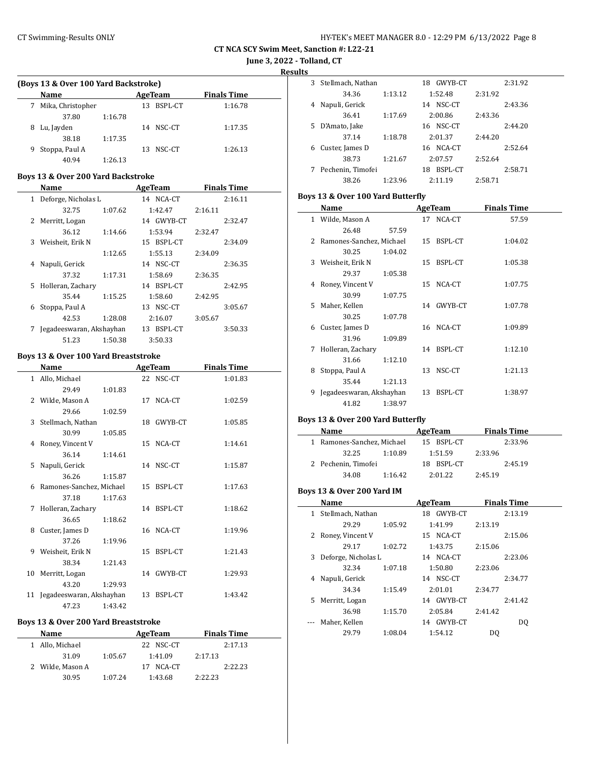# CT NCA SCY Swim Meet, Sanction #: L22-21

**June 3, 2022 - Tolland, CT**

**Results**

### (Boys 13 & Over 100 Yard Backstroke)

| | Name | AgeTeam | | Finals Time |
|---|---|---|---|---|
| 7 | Mika, Christopher | 13 | BSPL-CT | 1:16.78 |
| | 37.80 1:16.78 | | | |
| 8 | Lu, Jayden | 14 | NSC-CT | 1:17.35 |
| | 38.18 1:17.35 | | | |
| 9 | Stoppa, Paul A | 13 | NSC-CT | 1:26.13 |
| | 40.94 1:26.13 | | | |

### Boys 13 & Over 200 Yard Backstroke

| | Name | AgeTeam | | Finals Time |
|---|---|---|---|---|
| 1 | Deforge, Nicholas L | 14 | NCA-CT | 2:16.11 |
| | 32.75 1:07.62 1:42.47 2:16.11 | | | |
| 2 | Merritt, Logan | 14 | GWYB-CT | 2:32.47 |
| | 36.12 1:14.66 1:53.94 2:32.47 | | | |
| 3 | Weisheit, Erik N | 15 | BSPL-CT | 2:34.09 |
| | 1:12.65 1:55.13 2:34.09 | | | |
| 4 | Napuli, Gerick | 14 | NSC-CT | 2:36.35 |
| | 37.32 1:17.31 1:58.69 2:36.35 | | | |
| 5 | Holleran, Zachary | 14 | BSPL-CT | 2:42.95 |
| | 35.44 1:15.25 1:58.60 2:42.95 | | | |
| 6 | Stoppa, Paul A | 13 | NSC-CT | 3:05.67 |
| | 42.53 1:28.08 2:16.07 3:05.67 | | | |
| 7 | Jegadeeswaran, Akshayhan | 13 | BSPL-CT | 3:50.33 |
| | 51.23 1:50.38 3:50.33 | | | |

### Boys 13 & Over 100 Yard Breaststroke

| | Name | AgeTeam | | Finals Time |
|---|---|---|---|---|
| 1 | Allo, Michael | 22 | NSC-CT | 1:01.83 |
| | 29.49 1:01.83 | | | |
| 2 | Wilde, Mason A | 17 | NCA-CT | 1:02.59 |
| | 29.66 1:02.59 | | | |
| 3 | Stellmach, Nathan | 18 | GWYB-CT | 1:05.85 |
| | 30.99 1:05.85 | | | |
| 4 | Roney, Vincent V | 15 | NCA-CT | 1:14.61 |
| | 36.14 1:14.61 | | | |
| 5 | Napuli, Gerick | 14 | NSC-CT | 1:15.87 |
| | 36.26 1:15.87 | | | |
| 6 | Ramones-Sanchez, Michael | 15 | BSPL-CT | 1:17.63 |
| | 37.18 1:17.63 | | | |
| 7 | Holleran, Zachary | 14 | BSPL-CT | 1:18.62 |
| | 36.65 1:18.62 | | | |
| 8 | Custer, James D | 16 | NCA-CT | 1:19.96 |
| | 37.26 1:19.96 | | | |
| 9 | Weisheit, Erik N | 15 | BSPL-CT | 1:21.43 |
| | 38.34 1:21.43 | | | |
| 10 | Merritt, Logan | 14 | GWYB-CT | 1:29.93 |
| | 43.20 1:29.93 | | | |
| 11 | Jegadeeswaran, Akshayhan | 13 | BSPL-CT | 1:43.42 |
| | 47.23 1:43.42 | | | |

### Boys 13 & Over 200 Yard Breaststroke

| | Name | AgeTeam | | Finals Time |
|---|---|---|---|---|
| 1 | Allo, Michael | 22 | NSC-CT | 2:17.13 |
| | 31.09 1:05.67 1:41.09 2:17.13 | | | |
| 2 | Wilde, Mason A | 17 | NCA-CT | 2:22.23 |
| | 30.95 1:07.24 1:43.68 2:22.23 | | | |
| 3 | Stellmach, Nathan | 18 | GWYB-CT | 2:31.92 |
| | 34.36 1:13.12 1:52.48 2:31.92 | | | |
| 4 | Napuli, Gerick | 14 | NSC-CT | 2:43.36 |
| | 36.41 1:17.69 2:00.86 2:43.36 | | | |
| 5 | D'Amato, Jake | 16 | NSC-CT | 2:44.20 |
| | 37.14 1:18.78 2:01.37 2:44.20 | | | |
| 6 | Custer, James D | 16 | NCA-CT | 2:52.64 |
| | 38.73 1:21.67 2:07.57 2:52.64 | | | |
| 7 | Pechenin, Timofei | 18 | BSPL-CT | 2:58.71 |
| | 38.26 1:23.96 2:11.19 2:58.71 | | | |

### Boys 13 & Over 100 Yard Butterfly

| | Name | AgeTeam | | Finals Time |
|---|---|---|---|---|
| 1 | Wilde, Mason A | 17 | NCA-CT | 57.59 |
| | 26.48 57.59 | | | |
| 2 | Ramones-Sanchez, Michael | 15 | BSPL-CT | 1:04.02 |
| | 30.25 1:04.02 | | | |
| 3 | Weisheit, Erik N | 15 | BSPL-CT | 1:05.38 |
| | 29.37 1:05.38 | | | |
| 4 | Roney, Vincent V | 15 | NCA-CT | 1:07.75 |
| | 30.99 1:07.75 | | | |
| 5 | Maher, Kellen | 14 | GWYB-CT | 1:07.78 |
| | 30.25 1:07.78 | | | |
| 6 | Custer, James D | 16 | NCA-CT | 1:09.89 |
| | 31.96 1:09.89 | | | |
| 7 | Holleran, Zachary | 14 | BSPL-CT | 1:12.10 |
| | 31.66 1:12.10 | | | |
| 8 | Stoppa, Paul A | 13 | NSC-CT | 1:21.13 |
| | 35.44 1:21.13 | | | |
| 9 | Jegadeeswaran, Akshayhan | 13 | BSPL-CT | 1:38.97 |
| | 41.82 1:38.97 | | | |

### Boys 13 & Over 200 Yard Butterfly

| | Name | AgeTeam | | Finals Time |
|---|---|---|---|---|
| 1 | Ramones-Sanchez, Michael | 15 | BSPL-CT | 2:33.96 |
| | 32.25 1:10.89 1:51.59 2:33.96 | | | |
| 2 | Pechenin, Timofei | 18 | BSPL-CT | 2:45.19 |
| | 34.08 1:16.42 2:01.22 2:45.19 | | | |

### Boys 13 & Over 200 Yard IM

| | Name | AgeTeam | | Finals Time |
|---|---|---|---|---|
| 1 | Stellmach, Nathan | 18 | GWYB-CT | 2:13.19 |
| | 29.29 1:05.92 1:41.99 2:13.19 | | | |
| 2 | Roney, Vincent V | 15 | NCA-CT | 2:15.06 |
| | 29.17 1:02.72 1:43.75 2:15.06 | | | |
| 3 | Deforge, Nicholas L | 14 | NCA-CT | 2:23.06 |
| | 32.34 1:07.18 1:50.80 2:23.06 | | | |
| 4 | Napuli, Gerick | 14 | NSC-CT | 2:34.77 |
| | 34.34 1:15.49 2:01.01 2:34.77 | | | |
| 5 | Merritt, Logan | 14 | GWYB-CT | 2:41.42 |
| | 36.98 1:15.70 2:05.84 2:41.42 | | | |
| --- | Maher, Kellen | 14 | GWYB-CT | DQ |
| | 29.79 1:08.04 1:54.12 DQ | | | |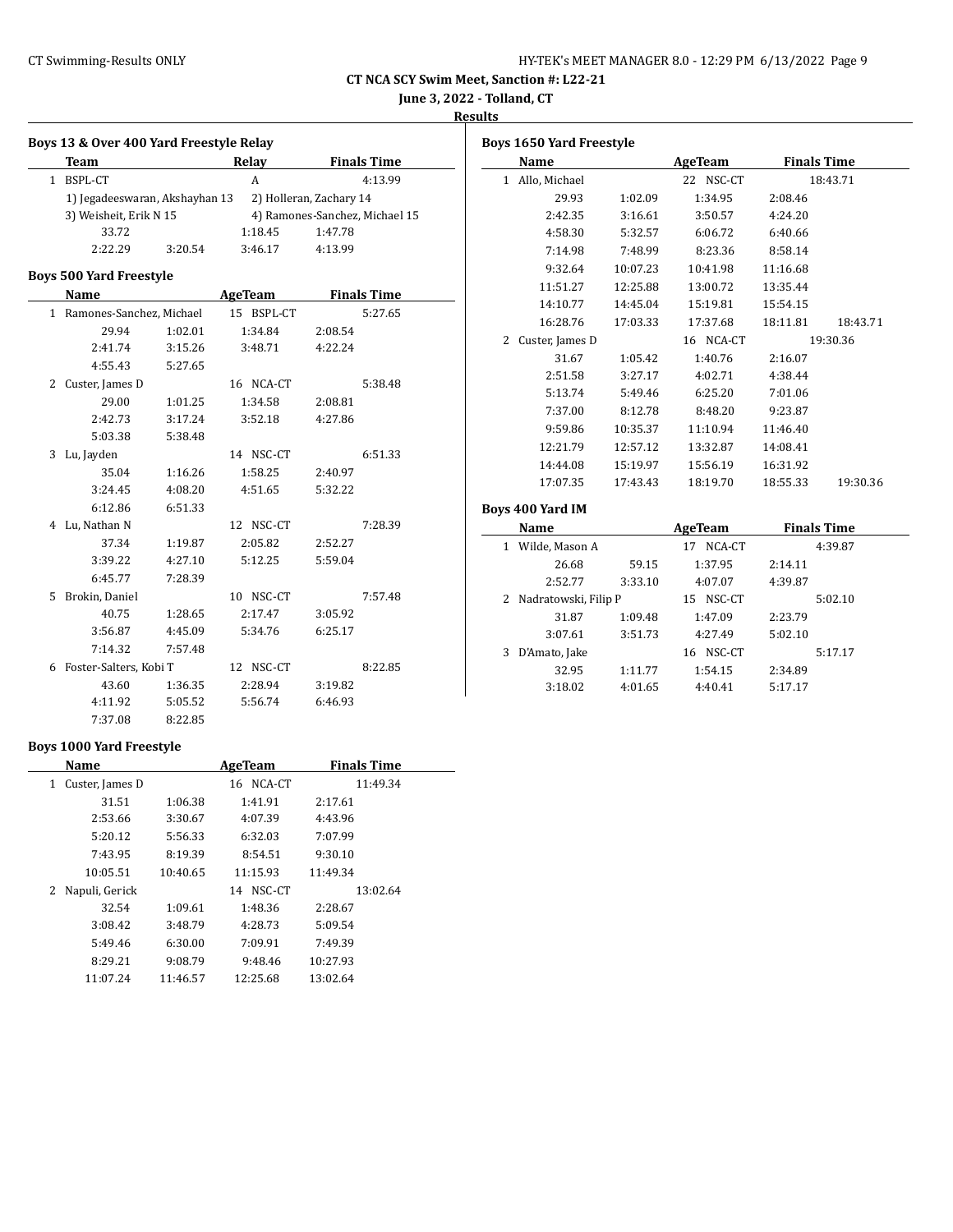# CT NCA SCY Swim Meet, Sanction #: L22-21

**June 3, 2022 - Tolland, CT**

**Results**

### Boys 13 & Over 400 Yard Freestyle Relay

| | Team | Relay | Finals Time |
|---|---|---|---|
| 1 | BSPL-CT | A | 4:13.99 |

1) Jegadeeswaran, Akshayhan 13 2) Holleran, Zachary 14
3) Weisheit, Erik N 15 4) Ramones-Sanchez, Michael 15

33.72 1:18.45 1:47.78
2:22.29 3:20.54 3:46.17 4:13.99

### Boys 500 Yard Freestyle

| | Name | AgeTeam | Finals Time |
|---|---|---|---|
| 1 | Ramones-Sanchez, Michael | 15 BSPL-CT | 5:27.65 |
| | 29.94 1:02.01 1:34.84 2:08.54 | | |
| | 2:41.74 3:15.26 3:48.71 4:22.24 | | |
| | 4:55.43 5:27.65 | | |
| 2 | Custer, James D | 16 NCA-CT | 5:38.48 |
| | 29.00 1:01.25 1:34.58 2:08.81 | | |
| | 2:42.73 3:17.24 3:52.18 4:27.86 | | |
| | 5:03.38 5:38.48 | | |
| 3 | Lu, Jayden | 14 NSC-CT | 6:51.33 |
| | 35.04 1:16.26 1:58.25 2:40.97 | | |
| | 3:24.45 4:08.20 4:51.65 5:32.22 | | |
| | 6:12.86 6:51.33 | | |
| 4 | Lu, Nathan N | 12 NSC-CT | 7:28.39 |
| | 37.34 1:19.87 2:05.82 2:52.27 | | |
| | 3:39.22 4:27.10 5:12.25 5:59.04 | | |
| | 6:45.77 7:28.39 | | |
| 5 | Brokin, Daniel | 10 NSC-CT | 7:57.48 |
| | 40.75 1:28.65 2:17.47 3:05.92 | | |
| | 3:56.87 4:45.09 5:34.76 6:25.17 | | |
| | 7:14.32 7:57.48 | | |
| 6 | Foster-Salters, Kobi T | 12 NSC-CT | 8:22.85 |
| | 43.60 1:36.35 2:28.94 3:19.82 | | |
| | 4:11.92 5:05.52 5:56.74 6:46.93 | | |
| | 7:37.08 8:22.85 | | |

### Boys 1000 Yard Freestyle

| | Name | AgeTeam | Finals Time |
|---|---|---|---|
| 1 | Custer, James D | 16 NCA-CT | 11:49.34 |
| | 31.51 1:06.38 1:41.91 2:17.61 | | |
| | 2:53.66 3:30.67 4:07.39 4:43.96 | | |
| | 5:20.12 5:56.33 6:32.03 7:07.99 | | |
| | 7:43.95 8:19.39 8:54.51 9:30.10 | | |
| | 10:05.51 10:40.65 11:15.93 11:49.34 | | |
| 2 | Napuli, Gerick | 14 NSC-CT | 13:02.64 |
| | 32.54 1:09.61 1:48.36 2:28.67 | | |
| | 3:08.42 3:48.79 4:28.73 5:09.54 | | |
| | 5:49.46 6:30.00 7:09.91 7:49.39 | | |
| | 8:29.21 9:08.79 9:48.46 10:27.93 | | |
| | 11:07.24 11:46.57 12:25.68 13:02.64 | | |

### Boys 1650 Yard Freestyle

| | Name | AgeTeam | Finals Time |
|---|---|---|---|
| 1 | Allo, Michael | 22 NSC-CT | 18:43.71 |
| | 29.93 1:02.09 1:34.95 2:08.46 | | |
| | 2:42.35 3:16.61 3:50.57 4:24.20 | | |
| | 4:58.30 5:32.57 6:06.72 6:40.66 | | |
| | 7:14.98 7:48.99 8:23.36 8:58.14 | | |
| | 9:32.64 10:07.23 10:41.98 11:16.68 | | |
| | 11:51.27 12:25.88 13:00.72 13:35.44 | | |
| | 14:10.77 14:45.04 15:19.81 15:54.15 | | |
| | 16:28.76 17:03.33 17:37.68 18:11.81 18:43.71 | | |
| 2 | Custer, James D | 16 NCA-CT | 19:30.36 |
| | 31.67 1:05.42 1:40.76 2:16.07 | | |
| | 2:51.58 3:27.17 4:02.71 4:38.44 | | |
| | 5:13.74 5:49.46 6:25.20 7:01.06 | | |
| | 7:37.00 8:12.78 8:48.20 9:23.87 | | |
| | 9:59.86 10:35.37 11:10.94 11:46.40 | | |
| | 12:21.79 12:57.12 13:32.87 14:08.41 | | |
| | 14:44.08 15:19.97 15:56.19 16:31.92 | | |
| | 17:07.35 17:43.43 18:19.70 18:55.33 19:30.36 | | |

### Boys 400 Yard IM

| | Name | AgeTeam | Finals Time |
|---|---|---|---|
| 1 | Wilde, Mason A | 17 NCA-CT | 4:39.87 |
| | 26.68 59.15 1:37.95 2:14.11 | | |
| | 2:52.77 3:33.10 4:07.07 4:39.87 | | |
| 2 | Nadratowski, Filip P | 15 NSC-CT | 5:02.10 |
| | 31.87 1:09.48 1:47.09 2:23.79 | | |
| | 3:07.61 3:51.73 4:27.49 5:02.10 | | |
| 3 | D'Amato, Jake | 16 NSC-CT | 5:17.17 |
| | 32.95 1:11.77 1:54.15 2:34.89 | | |
| | 3:18.02 4:01.65 4:40.41 5:17.17 | | |